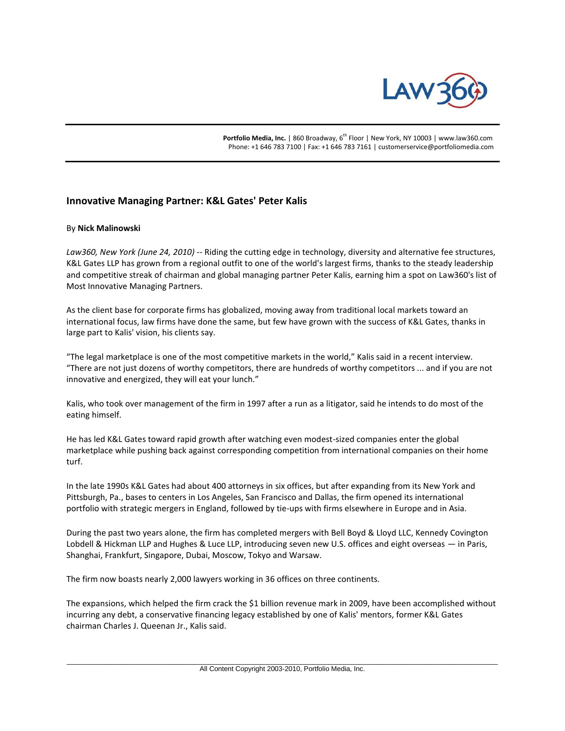**Portfolio Media, Inc.** | 860 Broadway, 6th Floor | New York, NY 10003 | www.law360.com
Phone: +1 646 783 7100 | Fax: +1 646 783 7161 | customerservice@portfoliomedia.com

## Innovative Managing Partner: K&L Gates' Peter Kalis

By **Nick Malinowski**

*Law360, New York (June 24, 2010)* -- Riding the cutting edge in technology, diversity and alternative fee structures, K&L Gates LLP has grown from a regional outfit to one of the world's largest firms, thanks to the steady leadership and competitive streak of chairman and global managing partner Peter Kalis, earning him a spot on Law360's list of Most Innovative Managing Partners.

As the client base for corporate firms has globalized, moving away from traditional local markets toward an international focus, law firms have done the same, but few have grown with the success of K&L Gates, thanks in large part to Kalis' vision, his clients say.

"The legal marketplace is one of the most competitive markets in the world," Kalis said in a recent interview. "There are not just dozens of worthy competitors, there are hundreds of worthy competitors ... and if you are not innovative and energized, they will eat your lunch."

Kalis, who took over management of the firm in 1997 after a run as a litigator, said he intends to do most of the eating himself.

He has led K&L Gates toward rapid growth after watching even modest-sized companies enter the global marketplace while pushing back against corresponding competition from international companies on their home turf.

In the late 1990s K&L Gates had about 400 attorneys in six offices, but after expanding from its New York and Pittsburgh, Pa., bases to centers in Los Angeles, San Francisco and Dallas, the firm opened its international portfolio with strategic mergers in England, followed by tie-ups with firms elsewhere in Europe and in Asia.

During the past two years alone, the firm has completed mergers with Bell Boyd & Lloyd LLC, Kennedy Covington Lobdell & Hickman LLP and Hughes & Luce LLP, introducing seven new U.S. offices and eight overseas — in Paris, Shanghai, Frankfurt, Singapore, Dubai, Moscow, Tokyo and Warsaw.

The firm now boasts nearly 2,000 lawyers working in 36 offices on three continents.

The expansions, which helped the firm crack the $1 billion revenue mark in 2009, have been accomplished without incurring any debt, a conservative financing legacy established by one of Kalis' mentors, former K&L Gates chairman Charles J. Queenan Jr., Kalis said.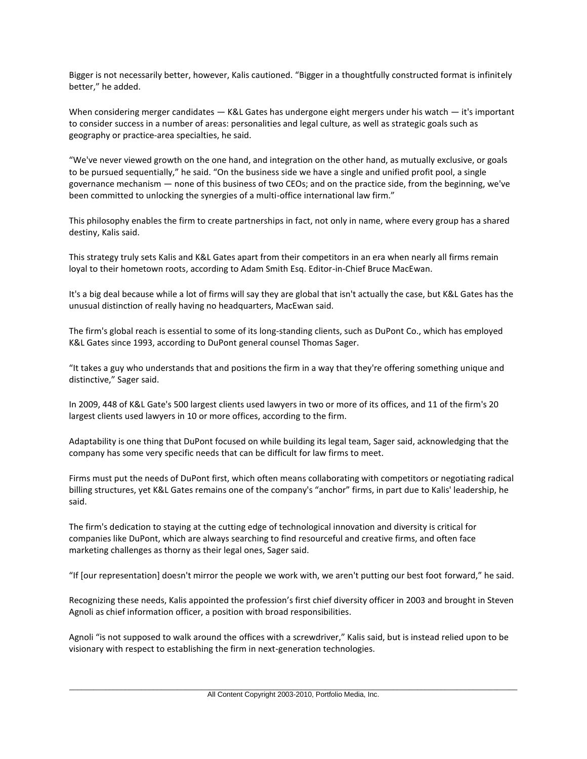Bigger is not necessarily better, however, Kalis cautioned. “Bigger in a thoughtfully constructed format is infinitely better,” he added.

When considering merger candidates — K&L Gates has undergone eight mergers under his watch — it's important to consider success in a number of areas: personalities and legal culture, as well as strategic goals such as geography or practice-area specialties, he said.

“We've never viewed growth on the one hand, and integration on the other hand, as mutually exclusive, or goals to be pursued sequentially,” he said. “On the business side we have a single and unified profit pool, a single governance mechanism — none of this business of two CEOs; and on the practice side, from the beginning, we've been committed to unlocking the synergies of a multi-office international law firm.”

This philosophy enables the firm to create partnerships in fact, not only in name, where every group has a shared destiny, Kalis said.

This strategy truly sets Kalis and K&L Gates apart from their competitors in an era when nearly all firms remain loyal to their hometown roots, according to Adam Smith Esq. Editor-in-Chief Bruce MacEwan.

It's a big deal because while a lot of firms will say they are global that isn't actually the case, but K&L Gates has the unusual distinction of really having no headquarters, MacEwan said.

The firm's global reach is essential to some of its long-standing clients, such as DuPont Co., which has employed K&L Gates since 1993, according to DuPont general counsel Thomas Sager.

“It takes a guy who understands that and positions the firm in a way that they're offering something unique and distinctive,” Sager said.

In 2009, 448 of K&L Gate's 500 largest clients used lawyers in two or more of its offices, and 11 of the firm's 20 largest clients used lawyers in 10 or more offices, according to the firm.

Adaptability is one thing that DuPont focused on while building its legal team, Sager said, acknowledging that the company has some very specific needs that can be difficult for law firms to meet.

Firms must put the needs of DuPont first, which often means collaborating with competitors or negotiating radical billing structures, yet K&L Gates remains one of the company's “anchor” firms, in part due to Kalis' leadership, he said.

The firm's dedication to staying at the cutting edge of technological innovation and diversity is critical for companies like DuPont, which are always searching to find resourceful and creative firms, and often face marketing challenges as thorny as their legal ones, Sager said.

“If [our representation] doesn't mirror the people we work with, we aren't putting our best foot forward,” he said.

Recognizing these needs, Kalis appointed the profession’s first chief diversity officer in 2003 and brought in Steven Agnoli as chief information officer, a position with broad responsibilities.

Agnoli “is not supposed to walk around the offices with a screwdriver,” Kalis said, but is instead relied upon to be visionary with respect to establishing the firm in next-generation technologies.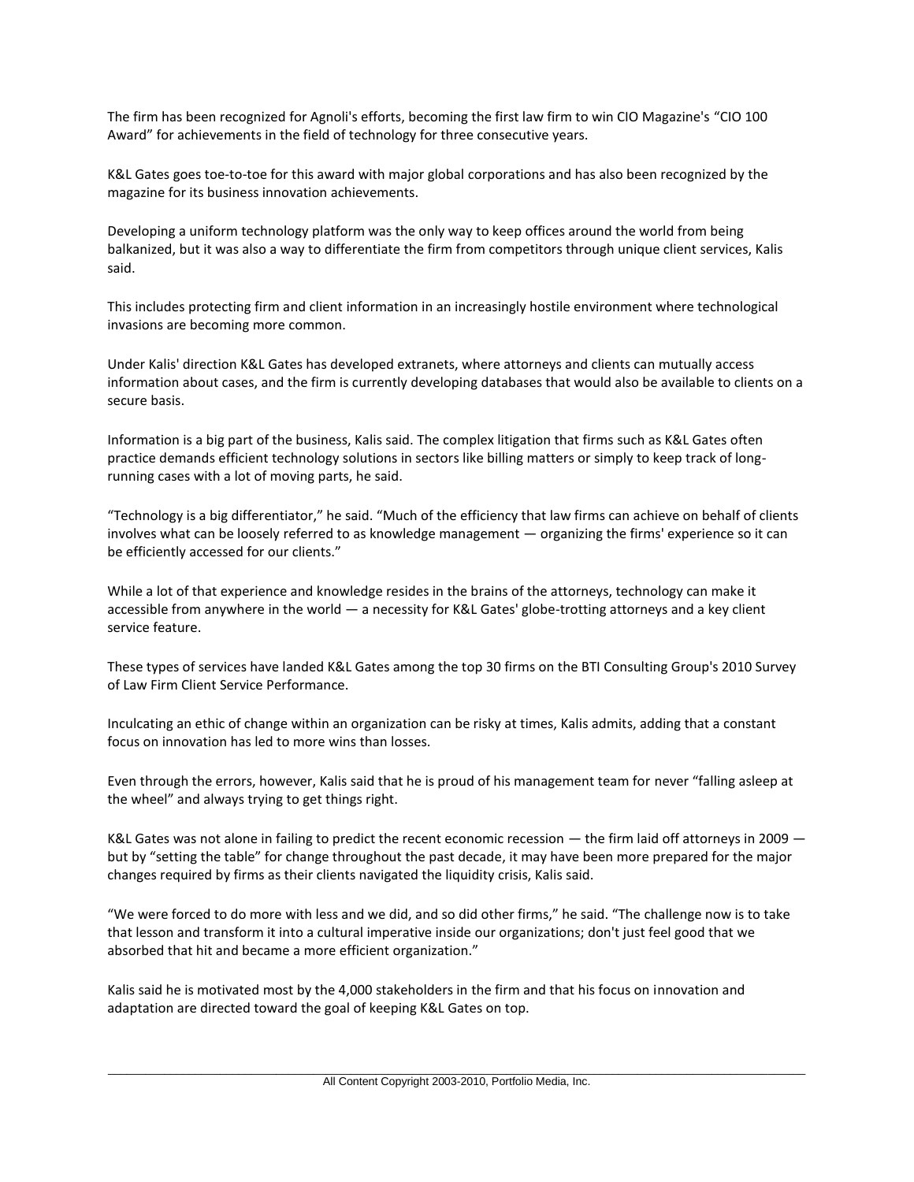The firm has been recognized for Agnoli's efforts, becoming the first law firm to win CIO Magazine's "CIO 100 Award" for achievements in the field of technology for three consecutive years.

K&L Gates goes toe-to-toe for this award with major global corporations and has also been recognized by the magazine for its business innovation achievements.

Developing a uniform technology platform was the only way to keep offices around the world from being balkanized, but it was also a way to differentiate the firm from competitors through unique client services, Kalis said.

This includes protecting firm and client information in an increasingly hostile environment where technological invasions are becoming more common.

Under Kalis' direction K&L Gates has developed extranets, where attorneys and clients can mutually access information about cases, and the firm is currently developing databases that would also be available to clients on a secure basis.

Information is a big part of the business, Kalis said. The complex litigation that firms such as K&L Gates often practice demands efficient technology solutions in sectors like billing matters or simply to keep track of long-running cases with a lot of moving parts, he said.

"Technology is a big differentiator," he said. "Much of the efficiency that law firms can achieve on behalf of clients involves what can be loosely referred to as knowledge management — organizing the firms' experience so it can be efficiently accessed for our clients."

While a lot of that experience and knowledge resides in the brains of the attorneys, technology can make it accessible from anywhere in the world — a necessity for K&L Gates' globe-trotting attorneys and a key client service feature.

These types of services have landed K&L Gates among the top 30 firms on the BTI Consulting Group's 2010 Survey of Law Firm Client Service Performance.

Inculcating an ethic of change within an organization can be risky at times, Kalis admits, adding that a constant focus on innovation has led to more wins than losses.

Even through the errors, however, Kalis said that he is proud of his management team for never "falling asleep at the wheel" and always trying to get things right.

K&L Gates was not alone in failing to predict the recent economic recession — the firm laid off attorneys in 2009 — but by "setting the table" for change throughout the past decade, it may have been more prepared for the major changes required by firms as their clients navigated the liquidity crisis, Kalis said.

"We were forced to do more with less and we did, and so did other firms," he said. "The challenge now is to take that lesson and transform it into a cultural imperative inside our organizations; don't just feel good that we absorbed that hit and became a more efficient organization."

Kalis said he is motivated most by the 4,000 stakeholders in the firm and that his focus on innovation and adaptation are directed toward the goal of keeping K&L Gates on top.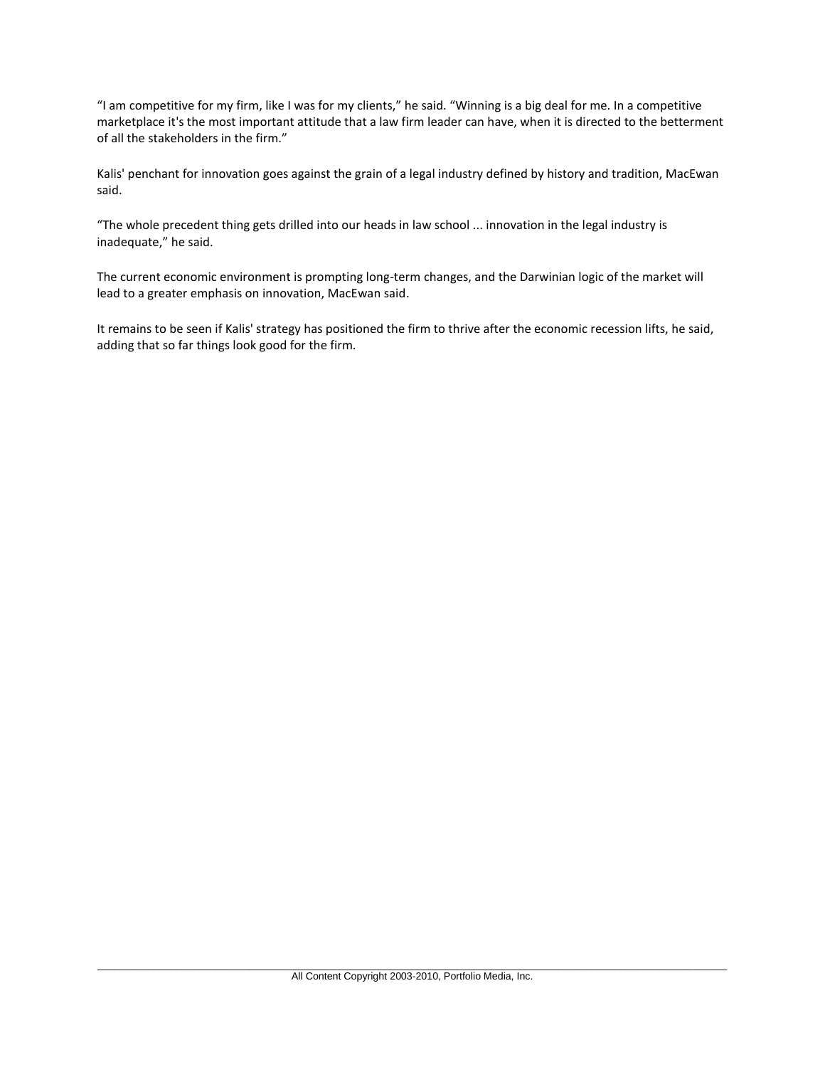“I am competitive for my firm, like I was for my clients,” he said. “Winning is a big deal for me. In a competitive marketplace it's the most important attitude that a law firm leader can have, when it is directed to the betterment of all the stakeholders in the firm.”

Kalis' penchant for innovation goes against the grain of a legal industry defined by history and tradition, MacEwan said.

“The whole precedent thing gets drilled into our heads in law school ... innovation in the legal industry is inadequate,” he said.

The current economic environment is prompting long-term changes, and the Darwinian logic of the market will lead to a greater emphasis on innovation, MacEwan said.

It remains to be seen if Kalis' strategy has positioned the firm to thrive after the economic recession lifts, he said, adding that so far things look good for the firm.